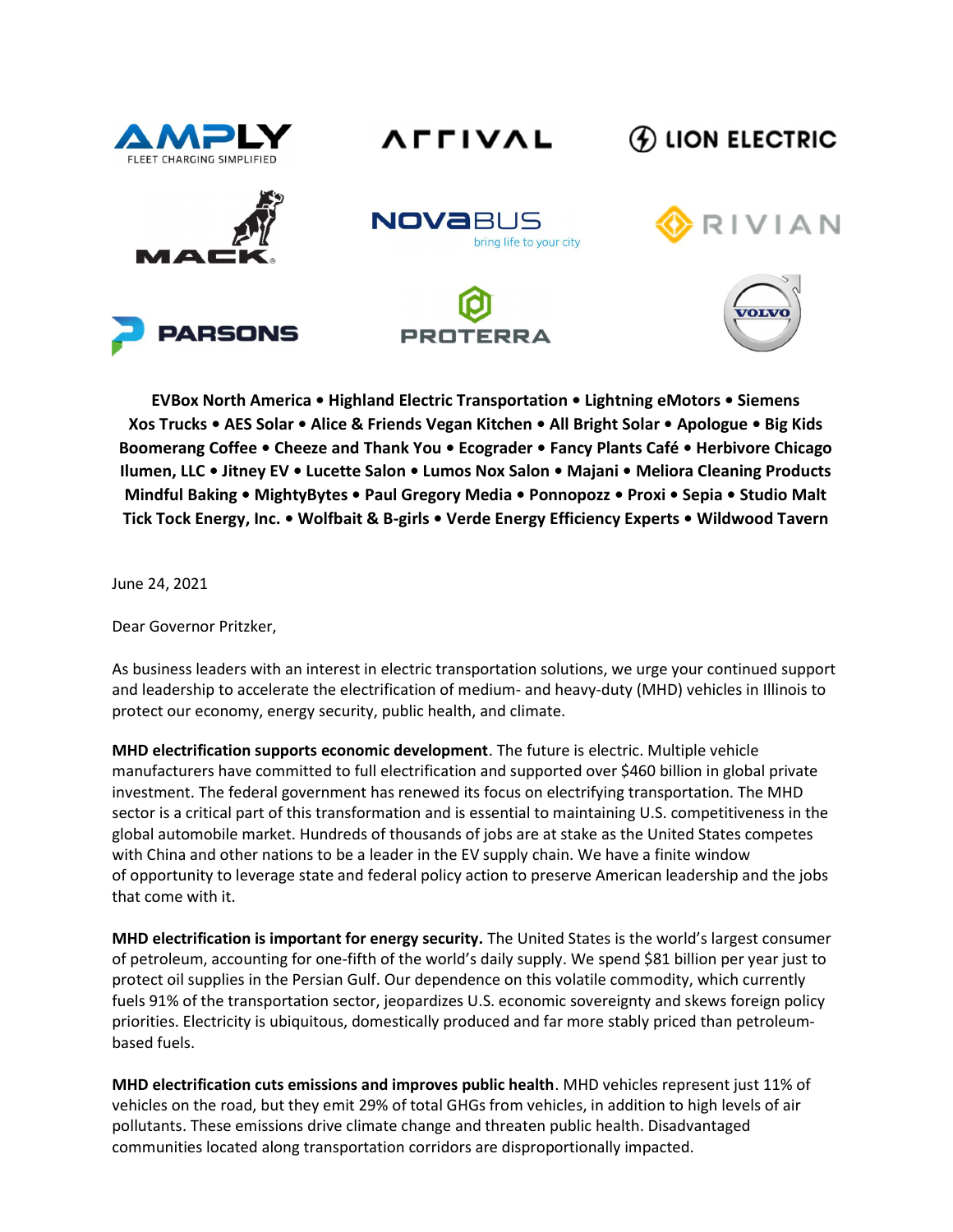AMPLY FLEET CHARGING SIMPLIFIED • ARRIVAL • LION ELECTRIC • MACK • NOVABUS bring life to your city • RIVIAN • PARSONS • PROTERRA • VOLVO

**EVBox North America • Highland Electric Transportation • Lightning eMotors • Siemens Xos Trucks • AES Solar • Alice & Friends Vegan Kitchen • All Bright Solar • Apologue • Big Kids Boomerang Coffee • Cheeze and Thank You • Ecograder • Fancy Plants Café • Herbivore Chicago Ilumen, LLC • Jitney EV • Lucette Salon • Lumos Nox Salon • Majani • Meliora Cleaning Products Mindful Baking • MightyBytes • Paul Gregory Media • Ponnopozz • Proxi • Sepia • Studio Malt Tick Tock Energy, Inc. • Wolfbait & B-girls • Verde Energy Efficiency Experts • Wildwood Tavern**

June 24, 2021

Dear Governor Pritzker,

As business leaders with an interest in electric transportation solutions, we urge your continued support and leadership to accelerate the electrification of medium- and heavy-duty (MHD) vehicles in Illinois to protect our economy, energy security, public health, and climate.

**MHD electrification supports economic development**. The future is electric. Multiple vehicle manufacturers have committed to full electrification and supported over $460 billion in global private investment. The federal government has renewed its focus on electrifying transportation. The MHD sector is a critical part of this transformation and is essential to maintaining U.S. competitiveness in the global automobile market. Hundreds of thousands of jobs are at stake as the United States competes with China and other nations to be a leader in the EV supply chain. We have a finite window of opportunity to leverage state and federal policy action to preserve American leadership and the jobs that come with it.

**MHD electrification is important for energy security.** The United States is the world's largest consumer of petroleum, accounting for one-fifth of the world's daily supply. We spend $81 billion per year just to protect oil supplies in the Persian Gulf. Our dependence on this volatile commodity, which currently fuels 91% of the transportation sector, jeopardizes U.S. economic sovereignty and skews foreign policy priorities. Electricity is ubiquitous, domestically produced and far more stably priced than petroleum-based fuels.

**MHD electrification cuts emissions and improves public health**. MHD vehicles represent just 11% of vehicles on the road, but they emit 29% of total GHGs from vehicles, in addition to high levels of air pollutants. These emissions drive climate change and threaten public health. Disadvantaged communities located along transportation corridors are disproportionally impacted.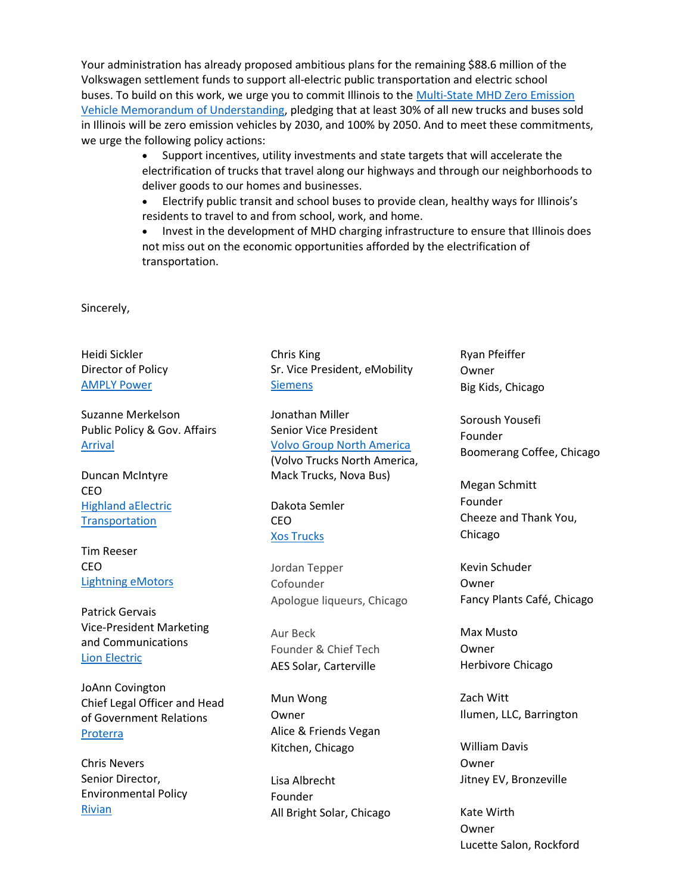Your administration has already proposed ambitious plans for the remaining $88.6 million of the Volkswagen settlement funds to support all-electric public transportation and electric school buses. To build on this work, we urge you to commit Illinois to the [Multi-State MHD Zero Emission Vehicle Memorandum of Understanding](), pledging that at least 30% of all new trucks and buses sold in Illinois will be zero emission vehicles by 2030, and 100% by 2050. And to meet these commitments, we urge the following policy actions:

- Support incentives, utility investments and state targets that will accelerate the electrification of trucks that travel along our highways and through our neighborhoods to deliver goods to our homes and businesses.
- Electrify public transit and school buses to provide clean, healthy ways for Illinois's residents to travel to and from school, work, and home.
- Invest in the development of MHD charging infrastructure to ensure that Illinois does not miss out on the economic opportunities afforded by the electrification of transportation.

Sincerely,

Heidi Sickler
Director of Policy
[AMPLY Power]()

Suzanne Merkelson
Public Policy & Gov. Affairs
[Arrival]()

Duncan McIntyre
CEO
[Highland aElectric Transportation]()

Tim Reeser
CEO
[Lightning eMotors]()

Patrick Gervais
Vice-President Marketing and Communications
[Lion Electric]()

JoAnn Covington
Chief Legal Officer and Head of Government Relations
[Proterra]()

Chris Nevers
Senior Director, Environmental Policy
[Rivian]()

Chris King
Sr. Vice President, eMobility
[Siemens]()

Jonathan Miller
Senior Vice President
[Volvo Group North America]()
(Volvo Trucks North America, Mack Trucks, Nova Bus)

Dakota Semler
CEO
[Xos Trucks]()

Jordan Tepper
Cofounder
Apologue liqueurs, Chicago

Aur Beck
Founder & Chief Tech
AES Solar, Carterville

Mun Wong
Owner
Alice & Friends Vegan Kitchen, Chicago

Lisa Albrecht
Founder
All Bright Solar, Chicago

Ryan Pfeiffer
Owner
Big Kids, Chicago

Soroush Yousefi
Founder
Boomerang Coffee, Chicago

Megan Schmitt
Founder
Cheeze and Thank You, Chicago

Kevin Schuder
Owner
Fancy Plants Café, Chicago

Max Musto
Owner
Herbivore Chicago

Zach Witt
Ilumen, LLC, Barrington

William Davis
Owner
Jitney EV, Bronzeville

Kate Wirth
Owner
Lucette Salon, Rockford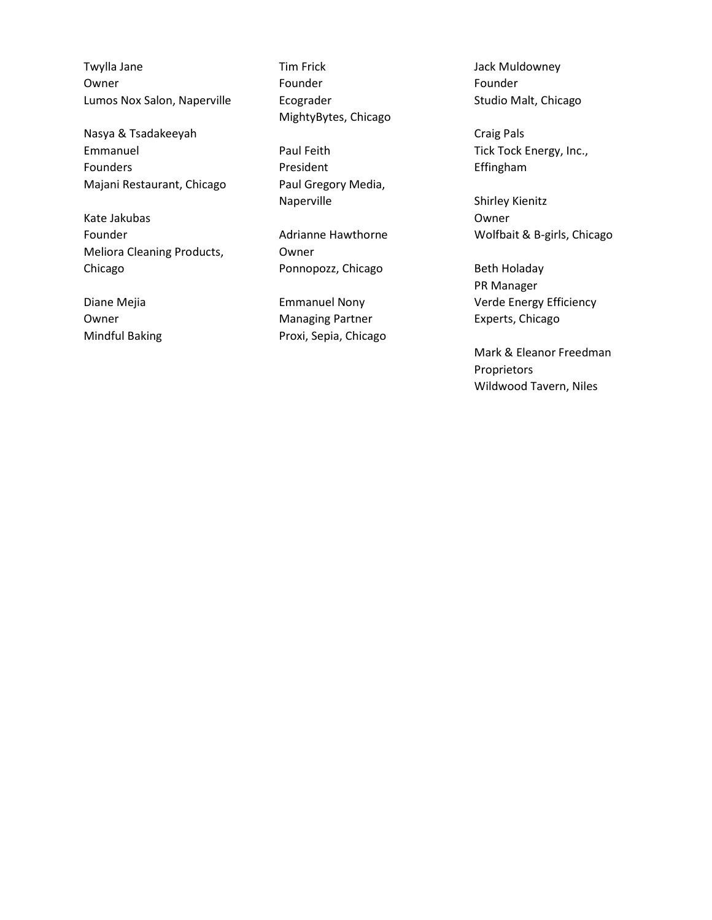Twylla Jane
Owner
Lumos Nox Salon, Naperville

Nasya & Tsadakeeyah Emmanuel
Founders
Majani Restaurant, Chicago

Kate Jakubas
Founder
Meliora Cleaning Products, Chicago

Diane Mejia
Owner
Mindful Baking

Tim Frick
Founder
Ecograder
MightyBytes, Chicago

Paul Feith
President
Paul Gregory Media, Naperville

Adrianne Hawthorne
Owner
Ponnopozz, Chicago

Emmanuel Nony
Managing Partner
Proxi, Sepia, Chicago

Jack Muldowney
Founder
Studio Malt, Chicago

Craig Pals
Tick Tock Energy, Inc., Effingham

Shirley Kienitz
Owner
Wolfbait & B-girls, Chicago

Beth Holaday
PR Manager
Verde Energy Efficiency Experts, Chicago

Mark & Eleanor Freedman
Proprietors
Wildwood Tavern, Niles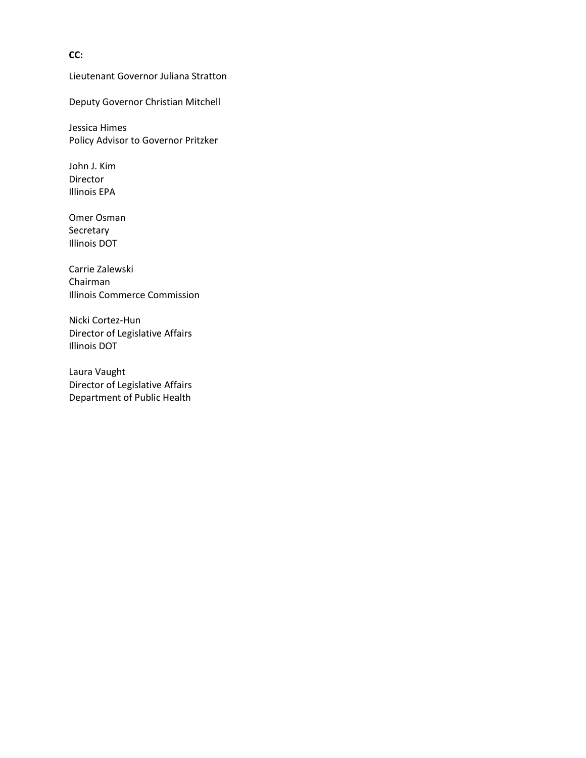**CC:**

Lieutenant Governor Juliana Stratton

Deputy Governor Christian Mitchell

Jessica Himes
Policy Advisor to Governor Pritzker

John J. Kim
Director
Illinois EPA

Omer Osman
Secretary
Illinois DOT

Carrie Zalewski
Chairman
Illinois Commerce Commission

Nicki Cortez-Hun
Director of Legislative Affairs
Illinois DOT

Laura Vaught
Director of Legislative Affairs
Department of Public Health